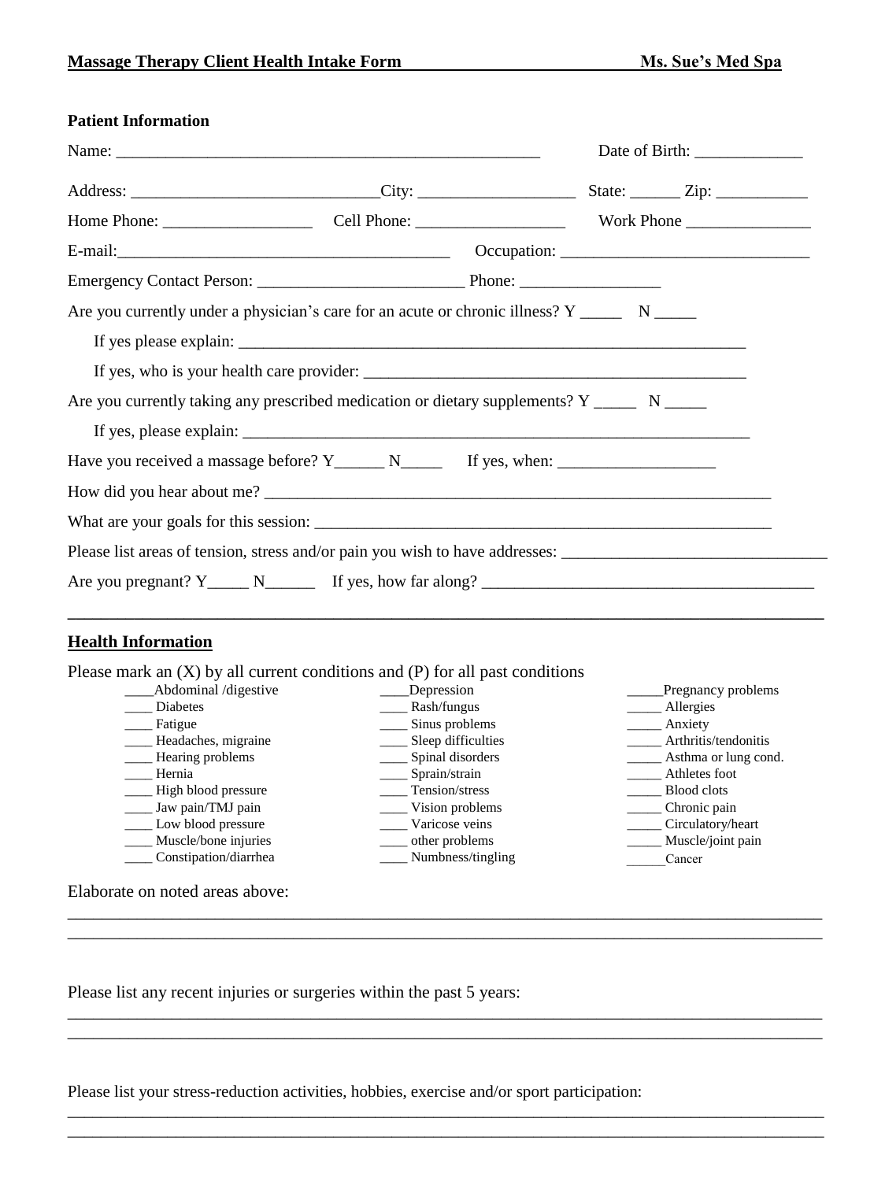**Massage Therapy Client Health Intake Form** **Ms. Sue's Med Spa**

**Patient Information**

Name: ___________________________________________________ Date of Birth: _____________

Address: ______________________________City: ___________________ State: ______ Zip: ___________

Home Phone: __________________ Cell Phone: __________________ Work Phone _______________

E-mail:________________________________________ Occupation: ______________________________

Emergency Contact Person: _________________________ Phone: _________________

Are you currently under a physician's care for an acute or chronic illness? Y _____ N _____

If yes please explain: _______________________________________________________________

If yes, who is your health care provider: ______________________________________________

Are you currently taking any prescribed medication or dietary supplements? Y _____ N _____

If yes, please explain: ________________________________________________________________

Have you received a massage before? Y______ N_____ If yes, when: ___________________

How did you hear about me? _______________________________________________________________

What are your goals for this session: _________________________________________________________

Please list areas of tension, stress and/or pain you wish to have addresses: _______________________________

Are you pregnant? Y_____ N______ If yes, how far along? ________________________________________

---

**Health Information**

Please mark an (X) by all current conditions and (P) for all past conditions

____Abdominal /digestive
____ Diabetes
____ Fatigue
____ Headaches, migraine
____ Hearing problems
____ Hernia
____ High blood pressure
____ Jaw pain/TMJ pain
____ Low blood pressure
____ Muscle/bone injuries
____ Constipation/diarrhea
____Depression
____ Rash/fungus
____ Sinus problems
____ Sleep difficulties
____ Spinal disorders
____ Sprain/strain
____ Tension/stress
____ Vision problems
____ Varicose veins
____ other problems
____ Numbness/tingling
_____Pregnancy problems
_____ Allergies
_____ Anxiety
_____ Arthritis/tendonitis
_____ Asthma or lung cond.
_____ Athletes foot
_____ Blood clots
_____ Chronic pain
_____ Circulatory/heart
_____ Muscle/joint pain
______Cancer

Elaborate on noted areas above:

_____________________________________________________________________________________________

_____________________________________________________________________________________________

Please list any recent injuries or surgeries within the past 5 years:

_____________________________________________________________________________________________

_____________________________________________________________________________________________

Please list your stress-reduction activities, hobbies, exercise and/or sport participation:

_____________________________________________________________________________________________

_____________________________________________________________________________________________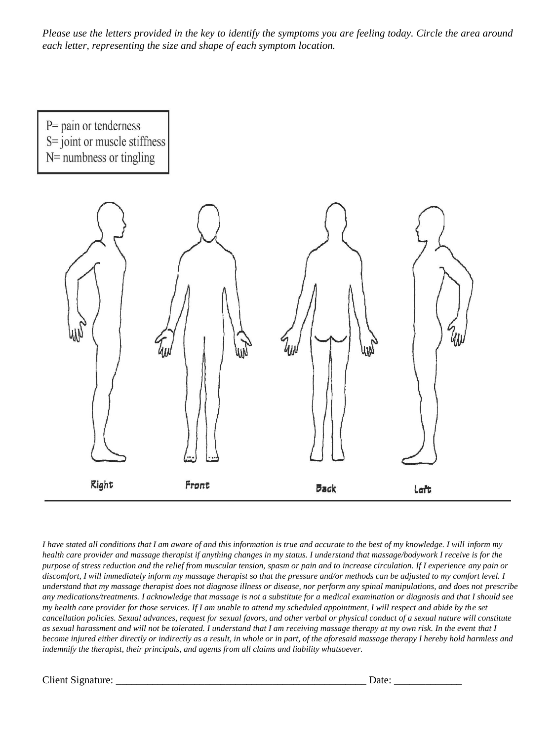*Please use the letters provided in the key to identify the symptoms you are feeling today. Circle the area around each letter, representing the size and shape of each symptom location.*

P= pain or tenderness
S= joint or muscle stiffness
N= numbness or tingling

Right

Front

Back

Left

*I have stated all conditions that I am aware of and this information is true and accurate to the best of my knowledge. I will inform my health care provider and massage therapist if anything changes in my status. I understand that massage/bodywork I receive is for the purpose of stress reduction and the relief from muscular tension, spasm or pain and to increase circulation. If I experience any pain or discomfort, I will immediately inform my massage therapist so that the pressure and/or methods can be adjusted to my comfort level. I understand that my massage therapist does not diagnose illness or disease, nor perform any spinal manipulations, and does not prescribe any medications/treatments. I acknowledge that massage is not a substitute for a medical examination or diagnosis and that I should see my health care provider for those services. If I am unable to attend my scheduled appointment, I will respect and abide by the set cancellation policies. Sexual advances, request for sexual favors, and other verbal or physical conduct of a sexual nature will constitute as sexual harassment and will not be tolerated. I understand that I am receiving massage therapy at my own risk. In the event that I become injured either directly or indirectly as a result, in whole or in part, of the aforesaid massage therapy I hereby hold harmless and indemnify the therapist, their principals, and agents from all claims and liability whatsoever.*

Client Signature: ___________________________________________________ Date: _____________